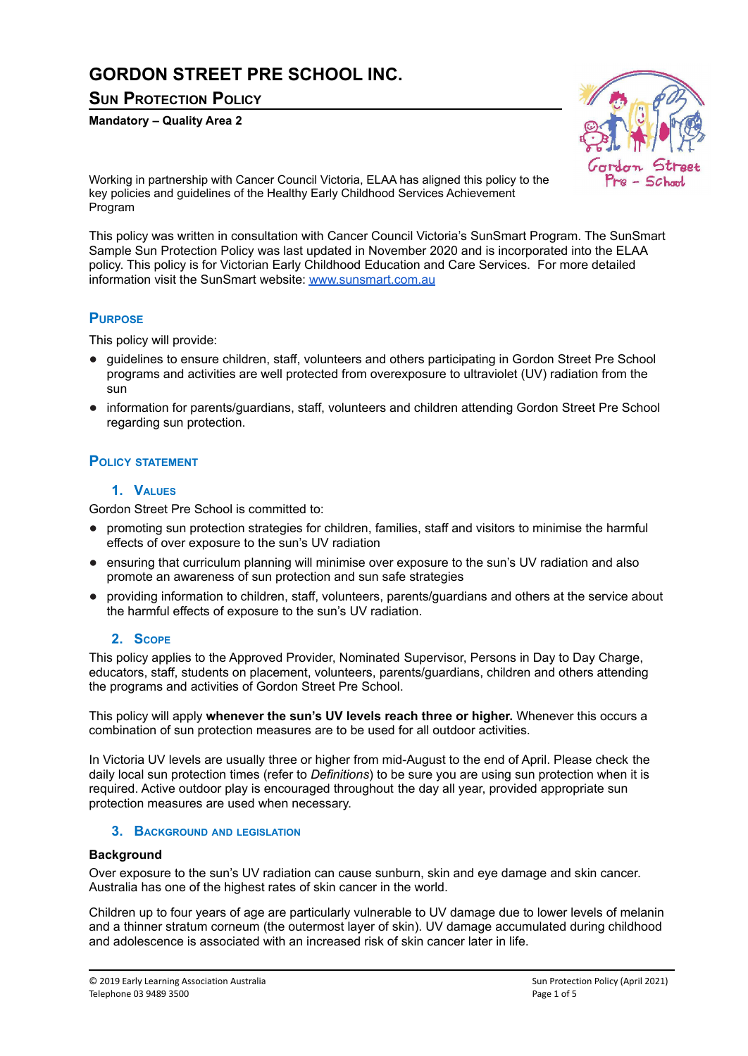# GORDON STREET PRE SCHOOL INC.

## Sun Protection Policy

**Mandatory – Quality Area 2**

Working in partnership with Cancer Council Victoria, ELAA has aligned this policy to the key policies and guidelines of the Healthy Early Childhood Services Achievement Program

This policy was written in consultation with Cancer Council Victoria's SunSmart Program. The SunSmart Sample Sun Protection Policy was last updated in November 2020 and is incorporated into the ELAA policy. This policy is for Victorian Early Childhood Education and Care Services. For more detailed information visit the SunSmart website: [www.sunsmart.com.au](http://www.sunsmart.com.au)

## Purpose

This policy will provide:

- guidelines to ensure children, staff, volunteers and others participating in Gordon Street Pre School programs and activities are well protected from overexposure to ultraviolet (UV) radiation from the sun
- information for parents/guardians, staff, volunteers and children attending Gordon Street Pre School regarding sun protection.

## Policy statement

### 1. Values

Gordon Street Pre School is committed to:

- promoting sun protection strategies for children, families, staff and visitors to minimise the harmful effects of over exposure to the sun's UV radiation
- ensuring that curriculum planning will minimise over exposure to the sun's UV radiation and also promote an awareness of sun protection and sun safe strategies
- providing information to children, staff, volunteers, parents/guardians and others at the service about the harmful effects of exposure to the sun's UV radiation.

### 2. Scope

This policy applies to the Approved Provider, Nominated Supervisor, Persons in Day to Day Charge, educators, staff, students on placement, volunteers, parents/guardians, children and others attending the programs and activities of Gordon Street Pre School.

This policy will apply **whenever the sun's UV levels reach three or higher.** Whenever this occurs a combination of sun protection measures are to be used for all outdoor activities.

In Victoria UV levels are usually three or higher from mid-August to the end of April. Please check the daily local sun protection times (refer to *Definitions*) to be sure you are using sun protection when it is required. Active outdoor play is encouraged throughout the day all year, provided appropriate sun protection measures are used when necessary.

### 3. Background and legislation

**Background**

Over exposure to the sun's UV radiation can cause sunburn, skin and eye damage and skin cancer. Australia has one of the highest rates of skin cancer in the world.

Children up to four years of age are particularly vulnerable to UV damage due to lower levels of melanin and a thinner stratum corneum (the outermost layer of skin). UV damage accumulated during childhood and adolescence is associated with an increased risk of skin cancer later in life.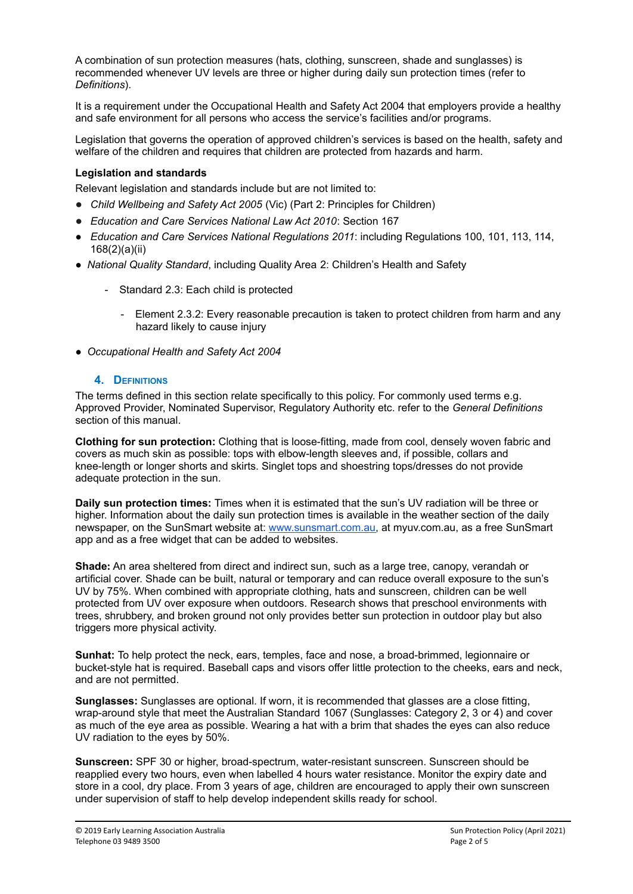A combination of sun protection measures (hats, clothing, sunscreen, shade and sunglasses) is recommended whenever UV levels are three or higher during daily sun protection times (refer to *Definitions*).

It is a requirement under the Occupational Health and Safety Act 2004 that employers provide a healthy and safe environment for all persons who access the service's facilities and/or programs.

Legislation that governs the operation of approved children's services is based on the health, safety and welfare of the children and requires that children are protected from hazards and harm.

**Legislation and standards**

Relevant legislation and standards include but are not limited to:

- *Child Wellbeing and Safety Act 2005* (Vic) (Part 2: Principles for Children)
- *Education and Care Services National Law Act 2010*: Section 167
- *Education and Care Services National Regulations 2011*: including Regulations 100, 101, 113, 114, 168(2)(a)(ii)
- *National Quality Standard*, including Quality Area 2: Children's Health and Safety
  - Standard 2.3: Each child is protected
    - Element 2.3.2: Every reasonable precaution is taken to protect children from harm and any hazard likely to cause injury
- *Occupational Health and Safety Act 2004*

## 4. Definitions

The terms defined in this section relate specifically to this policy. For commonly used terms e.g. Approved Provider, Nominated Supervisor, Regulatory Authority etc. refer to the *General Definitions* section of this manual.

**Clothing for sun protection:** Clothing that is loose-fitting, made from cool, densely woven fabric and covers as much skin as possible: tops with elbow-length sleeves and, if possible, collars and knee-length or longer shorts and skirts. Singlet tops and shoestring tops/dresses do not provide adequate protection in the sun.

**Daily sun protection times:** Times when it is estimated that the sun's UV radiation will be three or higher. Information about the daily sun protection times is available in the weather section of the daily newspaper, on the SunSmart website at: www.sunsmart.com.au, at myuv.com.au, as a free SunSmart app and as a free widget that can be added to websites.

**Shade:** An area sheltered from direct and indirect sun, such as a large tree, canopy, verandah or artificial cover. Shade can be built, natural or temporary and can reduce overall exposure to the sun's UV by 75%. When combined with appropriate clothing, hats and sunscreen, children can be well protected from UV over exposure when outdoors. Research shows that preschool environments with trees, shrubbery, and broken ground not only provides better sun protection in outdoor play but also triggers more physical activity.

**Sunhat:** To help protect the neck, ears, temples, face and nose, a broad-brimmed, legionnaire or bucket-style hat is required. Baseball caps and visors offer little protection to the cheeks, ears and neck, and are not permitted.

**Sunglasses:** Sunglasses are optional. If worn, it is recommended that glasses are a close fitting, wrap-around style that meet the Australian Standard 1067 (Sunglasses: Category 2, 3 or 4) and cover as much of the eye area as possible. Wearing a hat with a brim that shades the eyes can also reduce UV radiation to the eyes by 50%.

**Sunscreen:** SPF 30 or higher, broad-spectrum, water-resistant sunscreen. Sunscreen should be reapplied every two hours, even when labelled 4 hours water resistance. Monitor the expiry date and store in a cool, dry place. From 3 years of age, children are encouraged to apply their own sunscreen under supervision of staff to help develop independent skills ready for school.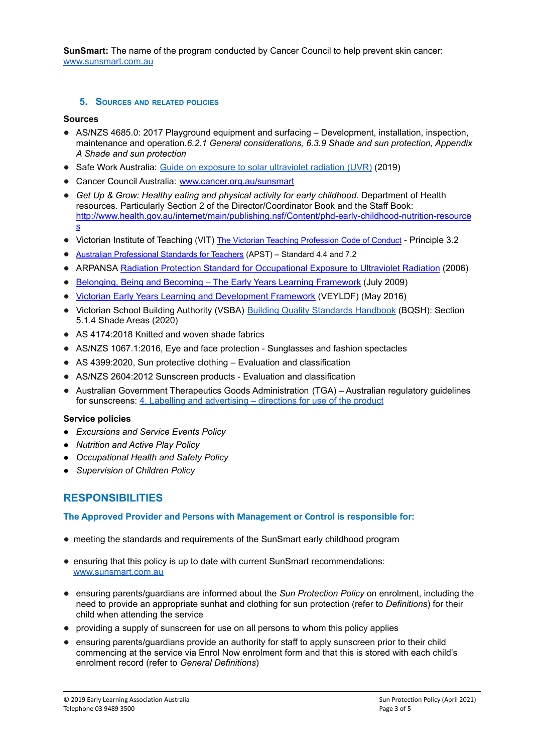**SunSmart:** The name of the program conducted by Cancer Council to help prevent skin cancer: www.sunsmart.com.au

## 5. Sources and related policies

**Sources**

- AS/NZS 4685.0: 2017 Playground equipment and surfacing – Development, installation, inspection, maintenance and operation.*6.2.1 General considerations, 6.3.9 Shade and sun protection, Appendix A Shade and sun protection*
- Safe Work Australia: Guide on exposure to solar ultraviolet radiation (UVR) (2019)
- Cancer Council Australia: www.cancer.org.au/sunsmart
- *Get Up & Grow: Healthy eating and physical activity for early childhood.* Department of Health resources. Particularly Section 2 of the Director/Coordinator Book and the Staff Book: http://www.health.gov.au/internet/main/publishing.nsf/Content/phd-early-childhood-nutrition-resources
- Victorian Institute of Teaching (VIT) The Victorian Teaching Profession Code of Conduct - Principle 3.2
- Australian Professional Standards for Teachers (APST) – Standard 4.4 and 7.2
- ARPANSA Radiation Protection Standard for Occupational Exposure to Ultraviolet Radiation (2006)
- Belonging, Being and Becoming – The Early Years Learning Framework (July 2009)
- Victorian Early Years Learning and Development Framework (VEYLDF) (May 2016)
- Victorian School Building Authority (VSBA) Building Quality Standards Handbook (BQSH): Section 5.1.4 Shade Areas (2020)
- AS 4174:2018 Knitted and woven shade fabrics
- AS/NZS 1067.1:2016, Eye and face protection - Sunglasses and fashion spectacles
- AS 4399:2020, Sun protective clothing – Evaluation and classification
- AS/NZS 2604:2012 Sunscreen products - Evaluation and classification
- Australian Government Therapeutics Goods Administration (TGA) – Australian regulatory guidelines for sunscreens: 4. Labelling and advertising – directions for use of the product

**Service policies**

- *Excursions and Service Events Policy*
- *Nutrition and Active Play Policy*
- *Occupational Health and Safety Policy*
- *Supervision of Children Policy*

# RESPONSIBILITIES

### The Approved Provider and Persons with Management or Control is responsible for:

- meeting the standards and requirements of the SunSmart early childhood program
- ensuring that this policy is up to date with current SunSmart recommendations: www.sunsmart.com.au
- ensuring parents/guardians are informed about the *Sun Protection Policy* on enrolment, including the need to provide an appropriate sunhat and clothing for sun protection (refer to *Definitions*) for their child when attending the service
- providing a supply of sunscreen for use on all persons to whom this policy applies
- ensuring parents/guardians provide an authority for staff to apply sunscreen prior to their child commencing at the service via Enrol Now enrolment form and that this is stored with each child's enrolment record (refer to *General Definitions*)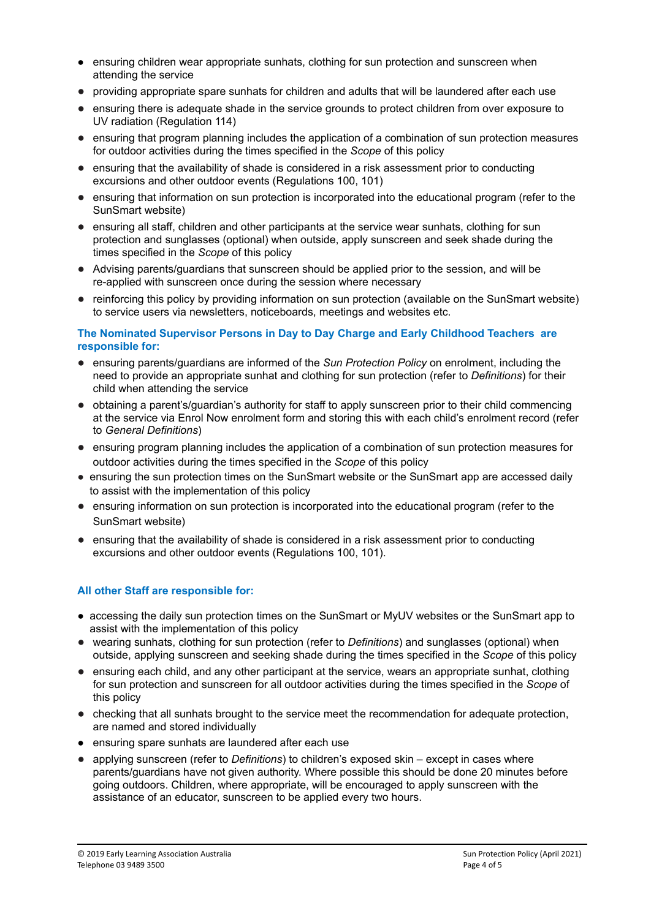- ensuring children wear appropriate sunhats, clothing for sun protection and sunscreen when attending the service
- providing appropriate spare sunhats for children and adults that will be laundered after each use
- ensuring there is adequate shade in the service grounds to protect children from over exposure to UV radiation (Regulation 114)
- ensuring that program planning includes the application of a combination of sun protection measures for outdoor activities during the times specified in the *Scope* of this policy
- ensuring that the availability of shade is considered in a risk assessment prior to conducting excursions and other outdoor events (Regulations 100, 101)
- ensuring that information on sun protection is incorporated into the educational program (refer to the SunSmart website)
- ensuring all staff, children and other participants at the service wear sunhats, clothing for sun protection and sunglasses (optional) when outside, apply sunscreen and seek shade during the times specified in the *Scope* of this policy
- Advising parents/guardians that sunscreen should be applied prior to the session, and will be re-applied with sunscreen once during the session where necessary
- reinforcing this policy by providing information on sun protection (available on the SunSmart website) to service users via newsletters, noticeboards, meetings and websites etc.

**The Nominated Supervisor Persons in Day to Day Charge and Early Childhood Teachers are responsible for:**

- ensuring parents/guardians are informed of the *Sun Protection Policy* on enrolment, including the need to provide an appropriate sunhat and clothing for sun protection (refer to *Definitions*) for their child when attending the service
- obtaining a parent's/guardian's authority for staff to apply sunscreen prior to their child commencing at the service via Enrol Now enrolment form and storing this with each child's enrolment record (refer to *General Definitions*)
- ensuring program planning includes the application of a combination of sun protection measures for outdoor activities during the times specified in the *Scope* of this policy
- ensuring the sun protection times on the SunSmart website or the SunSmart app are accessed daily to assist with the implementation of this policy
- ensuring information on sun protection is incorporated into the educational program (refer to the SunSmart website)
- ensuring that the availability of shade is considered in a risk assessment prior to conducting excursions and other outdoor events (Regulations 100, 101).

**All other Staff are responsible for:**

- accessing the daily sun protection times on the SunSmart or MyUV websites or the SunSmart app to assist with the implementation of this policy
- wearing sunhats, clothing for sun protection (refer to *Definitions*) and sunglasses (optional) when outside, applying sunscreen and seeking shade during the times specified in the *Scope* of this policy
- ensuring each child, and any other participant at the service, wears an appropriate sunhat, clothing for sun protection and sunscreen for all outdoor activities during the times specified in the *Scope* of this policy
- checking that all sunhats brought to the service meet the recommendation for adequate protection, are named and stored individually
- ensuring spare sunhats are laundered after each use
- applying sunscreen (refer to *Definitions*) to children's exposed skin – except in cases where parents/guardians have not given authority. Where possible this should be done 20 minutes before going outdoors. Children, where appropriate, will be encouraged to apply sunscreen with the assistance of an educator, sunscreen to be applied every two hours.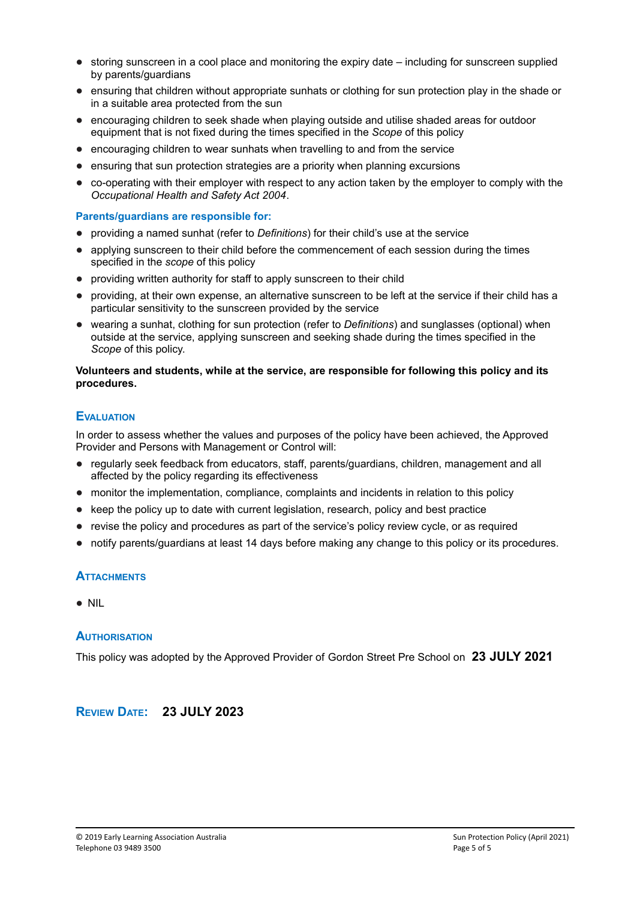- storing sunscreen in a cool place and monitoring the expiry date – including for sunscreen supplied by parents/guardians
- ensuring that children without appropriate sunhats or clothing for sun protection play in the shade or in a suitable area protected from the sun
- encouraging children to seek shade when playing outside and utilise shaded areas for outdoor equipment that is not fixed during the times specified in the *Scope* of this policy
- encouraging children to wear sunhats when travelling to and from the service
- ensuring that sun protection strategies are a priority when planning excursions
- co-operating with their employer with respect to any action taken by the employer to comply with the *Occupational Health and Safety Act 2004*.

**Parents/guardians are responsible for:**

- providing a named sunhat (refer to *Definitions*) for their child's use at the service
- applying sunscreen to their child before the commencement of each session during the times specified in the *scope* of this policy
- providing written authority for staff to apply sunscreen to their child
- providing, at their own expense, an alternative sunscreen to be left at the service if their child has a particular sensitivity to the sunscreen provided by the service
- wearing a sunhat, clothing for sun protection (refer to *Definitions*) and sunglasses (optional) when outside at the service, applying sunscreen and seeking shade during the times specified in the *Scope* of this policy.

**Volunteers and students, while at the service, are responsible for following this policy and its procedures.**

## Evaluation

In order to assess whether the values and purposes of the policy have been achieved, the Approved Provider and Persons with Management or Control will:

- regularly seek feedback from educators, staff, parents/guardians, children, management and all affected by the policy regarding its effectiveness
- monitor the implementation, compliance, complaints and incidents in relation to this policy
- keep the policy up to date with current legislation, research, policy and best practice
- revise the policy and procedures as part of the service's policy review cycle, or as required
- notify parents/guardians at least 14 days before making any change to this policy or its procedures.

## Attachments

- NIL

## Authorisation

This policy was adopted by the Approved Provider of Gordon Street Pre School on **23 JULY 2021**

## Review Date: **23 JULY 2023**